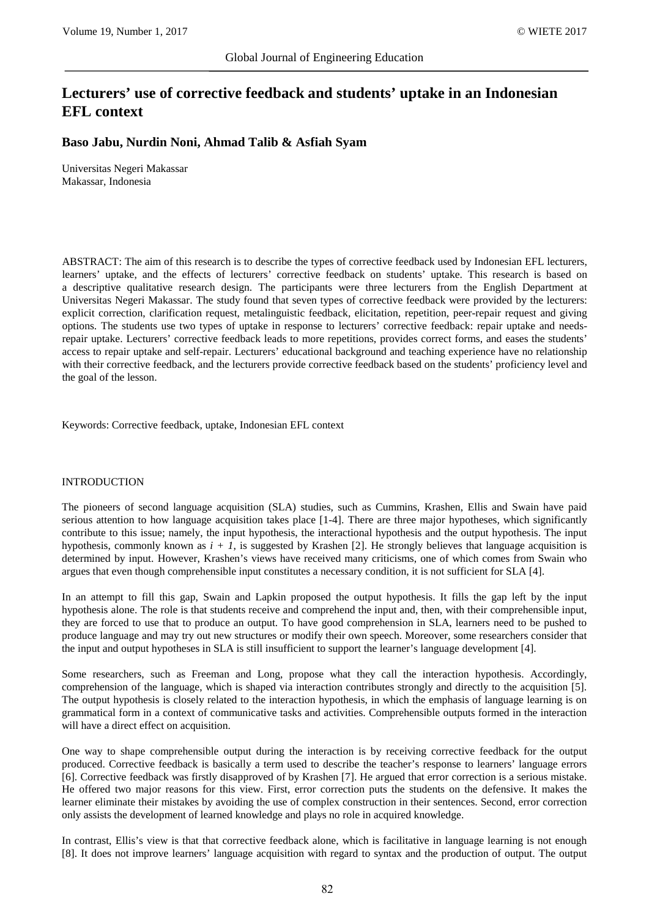# Lecturers' use of corrective feedback and students' uptake in an Indonesian EFL context

**Baso Jabu, Nurdin Noni, Ahmad Talib & Asfiah Syam**

Universitas Negeri Makassar
Makassar, Indonesia

ABSTRACT: The aim of this research is to describe the types of corrective feedback used by Indonesian EFL lecturers, learners' uptake, and the effects of lecturers' corrective feedback on students' uptake. This research is based on a descriptive qualitative research design. The participants were three lecturers from the English Department at Universitas Negeri Makassar. The study found that seven types of corrective feedback were provided by the lecturers: explicit correction, clarification request, metalinguistic feedback, elicitation, repetition, peer-repair request and giving options. The students use two types of uptake in response to lecturers' corrective feedback: repair uptake and needs-repair uptake. Lecturers' corrective feedback leads to more repetitions, provides correct forms, and eases the students' access to repair uptake and self-repair. Lecturers' educational background and teaching experience have no relationship with their corrective feedback, and the lecturers provide corrective feedback based on the students' proficiency level and the goal of the lesson.

Keywords: Corrective feedback, uptake, Indonesian EFL context

## INTRODUCTION

The pioneers of second language acquisition (SLA) studies, such as Cummins, Krashen, Ellis and Swain have paid serious attention to how language acquisition takes place [1-4]. There are three major hypotheses, which significantly contribute to this issue; namely, the input hypothesis, the interactional hypothesis and the output hypothesis. The input hypothesis, commonly known as $i + 1$, is suggested by Krashen [2]. He strongly believes that language acquisition is determined by input. However, Krashen's views have received many criticisms, one of which comes from Swain who argues that even though comprehensible input constitutes a necessary condition, it is not sufficient for SLA [4].

In an attempt to fill this gap, Swain and Lapkin proposed the output hypothesis. It fills the gap left by the input hypothesis alone. The role is that students receive and comprehend the input and, then, with their comprehensible input, they are forced to use that to produce an output. To have good comprehension in SLA, learners need to be pushed to produce language and may try out new structures or modify their own speech. Moreover, some researchers consider that the input and output hypotheses in SLA is still insufficient to support the learner's language development [4].

Some researchers, such as Freeman and Long, propose what they call the interaction hypothesis. Accordingly, comprehension of the language, which is shaped via interaction contributes strongly and directly to the acquisition [5]. The output hypothesis is closely related to the interaction hypothesis, in which the emphasis of language learning is on grammatical form in a context of communicative tasks and activities. Comprehensible outputs formed in the interaction will have a direct effect on acquisition.

One way to shape comprehensible output during the interaction is by receiving corrective feedback for the output produced. Corrective feedback is basically a term used to describe the teacher's response to learners' language errors [6]. Corrective feedback was firstly disapproved of by Krashen [7]. He argued that error correction is a serious mistake. He offered two major reasons for this view. First, error correction puts the students on the defensive. It makes the learner eliminate their mistakes by avoiding the use of complex construction in their sentences. Second, error correction only assists the development of learned knowledge and plays no role in acquired knowledge.

In contrast, Ellis's view is that that corrective feedback alone, which is facilitative in language learning is not enough [8]. It does not improve learners' language acquisition with regard to syntax and the production of output. The output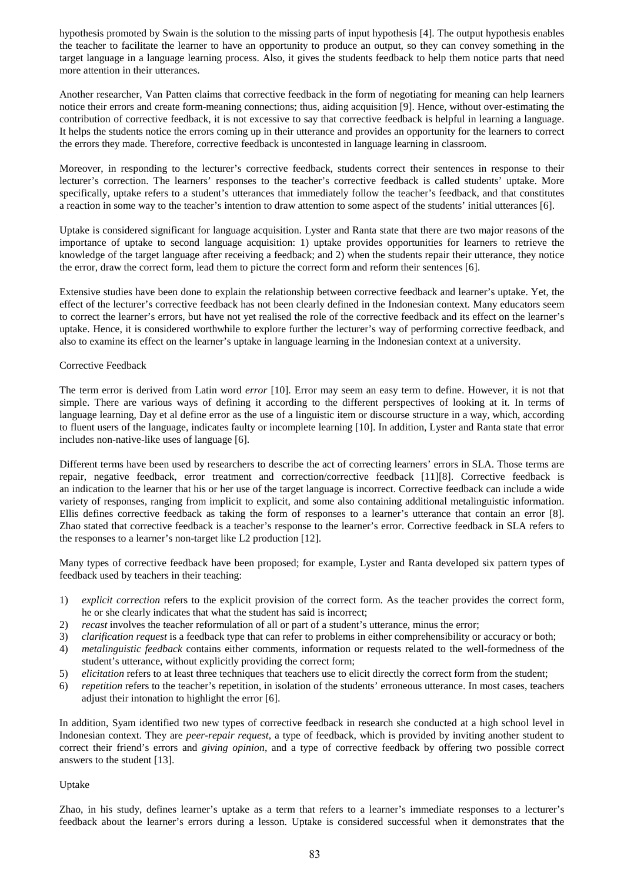hypothesis promoted by Swain is the solution to the missing parts of input hypothesis [4]. The output hypothesis enables the teacher to facilitate the learner to have an opportunity to produce an output, so they can convey something in the target language in a language learning process. Also, it gives the students feedback to help them notice parts that need more attention in their utterances.

Another researcher, Van Patten claims that corrective feedback in the form of negotiating for meaning can help learners notice their errors and create form-meaning connections; thus, aiding acquisition [9]. Hence, without over-estimating the contribution of corrective feedback, it is not excessive to say that corrective feedback is helpful in learning a language. It helps the students notice the errors coming up in their utterance and provides an opportunity for the learners to correct the errors they made. Therefore, corrective feedback is uncontested in language learning in classroom.

Moreover, in responding to the lecturer's corrective feedback, students correct their sentences in response to their lecturer's correction. The learners' responses to the teacher's corrective feedback is called students' uptake. More specifically, uptake refers to a student's utterances that immediately follow the teacher's feedback, and that constitutes a reaction in some way to the teacher's intention to draw attention to some aspect of the students' initial utterances [6].

Uptake is considered significant for language acquisition. Lyster and Ranta state that there are two major reasons of the importance of uptake to second language acquisition: 1) uptake provides opportunities for learners to retrieve the knowledge of the target language after receiving a feedback; and 2) when the students repair their utterance, they notice the error, draw the correct form, lead them to picture the correct form and reform their sentences [6].

Extensive studies have been done to explain the relationship between corrective feedback and learner's uptake. Yet, the effect of the lecturer's corrective feedback has not been clearly defined in the Indonesian context. Many educators seem to correct the learner's errors, but have not yet realised the role of the corrective feedback and its effect on the learner's uptake. Hence, it is considered worthwhile to explore further the lecturer's way of performing corrective feedback, and also to examine its effect on the learner's uptake in language learning in the Indonesian context at a university.

## Corrective Feedback

The term error is derived from Latin word *error* [10]. Error may seem an easy term to define. However, it is not that simple. There are various ways of defining it according to the different perspectives of looking at it. In terms of language learning, Day et al define error as the use of a linguistic item or discourse structure in a way, which, according to fluent users of the language, indicates faulty or incomplete learning [10]. In addition, Lyster and Ranta state that error includes non-native-like uses of language [6].

Different terms have been used by researchers to describe the act of correcting learners' errors in SLA. Those terms are repair, negative feedback, error treatment and correction/corrective feedback [11][8]. Corrective feedback is an indication to the learner that his or her use of the target language is incorrect. Corrective feedback can include a wide variety of responses, ranging from implicit to explicit, and some also containing additional metalinguistic information. Ellis defines corrective feedback as taking the form of responses to a learner's utterance that contain an error [8]. Zhao stated that corrective feedback is a teacher's response to the learner's error. Corrective feedback in SLA refers to the responses to a learner's non-target like L2 production [12].

Many types of corrective feedback have been proposed; for example, Lyster and Ranta developed six pattern types of feedback used by teachers in their teaching:

1) *explicit correction* refers to the explicit provision of the correct form. As the teacher provides the correct form, he or she clearly indicates that what the student has said is incorrect;
2) *recast* involves the teacher reformulation of all or part of a student's utterance, minus the error;
3) *clarification request* is a feedback type that can refer to problems in either comprehensibility or accuracy or both;
4) *metalinguistic feedback* contains either comments, information or requests related to the well-formedness of the student's utterance, without explicitly providing the correct form;
5) *elicitation* refers to at least three techniques that teachers use to elicit directly the correct form from the student;
6) *repetition* refers to the teacher's repetition, in isolation of the students' erroneous utterance. In most cases, teachers adjust their intonation to highlight the error [6].

In addition, Syam identified two new types of corrective feedback in research she conducted at a high school level in Indonesian context. They are *peer-repair request*, a type of feedback, which is provided by inviting another student to correct their friend's errors and *giving opinion*, and a type of corrective feedback by offering two possible correct answers to the student [13].

## Uptake

Zhao, in his study, defines learner's uptake as a term that refers to a learner's immediate responses to a lecturer's feedback about the learner's errors during a lesson. Uptake is considered successful when it demonstrates that the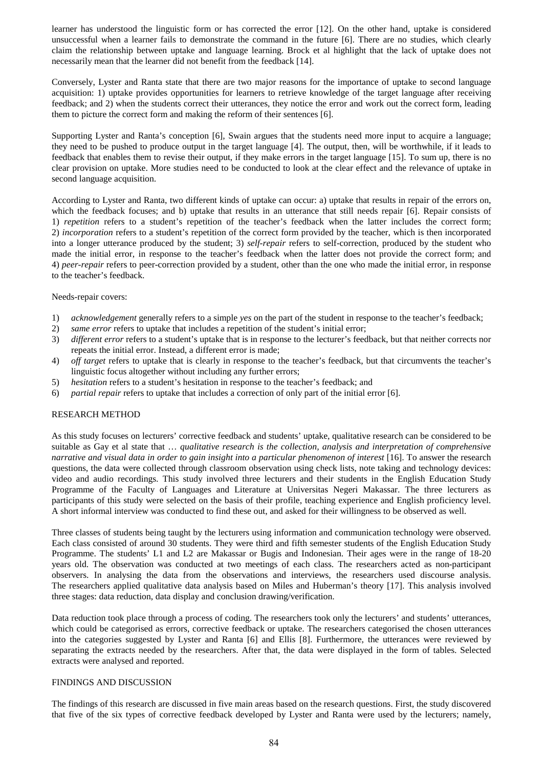learner has understood the linguistic form or has corrected the error [12]. On the other hand, uptake is considered unsuccessful when a learner fails to demonstrate the command in the future [6]. There are no studies, which clearly claim the relationship between uptake and language learning. Brock et al highlight that the lack of uptake does not necessarily mean that the learner did not benefit from the feedback [14].

Conversely, Lyster and Ranta state that there are two major reasons for the importance of uptake to second language acquisition: 1) uptake provides opportunities for learners to retrieve knowledge of the target language after receiving feedback; and 2) when the students correct their utterances, they notice the error and work out the correct form, leading them to picture the correct form and making the reform of their sentences [6].

Supporting Lyster and Ranta's conception [6], Swain argues that the students need more input to acquire a language; they need to be pushed to produce output in the target language [4]. The output, then, will be worthwhile, if it leads to feedback that enables them to revise their output, if they make errors in the target language [15]. To sum up, there is no clear provision on uptake. More studies need to be conducted to look at the clear effect and the relevance of uptake in second language acquisition.

According to Lyster and Ranta, two different kinds of uptake can occur: a) uptake that results in repair of the errors on, which the feedback focuses; and b) uptake that results in an utterance that still needs repair [6]. Repair consists of 1) *repetition* refers to a student's repetition of the teacher's feedback when the latter includes the correct form; 2) *incorporation* refers to a student's repetition of the correct form provided by the teacher, which is then incorporated into a longer utterance produced by the student; 3) *self-repair* refers to self-correction, produced by the student who made the initial error, in response to the teacher's feedback when the latter does not provide the correct form; and 4) *peer-repair* refers to peer-correction provided by a student, other than the one who made the initial error, in response to the teacher's feedback.

Needs-repair covers:

1) *acknowledgement* generally refers to a simple *yes* on the part of the student in response to the teacher's feedback;
2) *same error* refers to uptake that includes a repetition of the student's initial error;
3) *different error* refers to a student's uptake that is in response to the lecturer's feedback, but that neither corrects nor repeats the initial error. Instead, a different error is made;
4) *off target* refers to uptake that is clearly in response to the teacher's feedback, but that circumvents the teacher's linguistic focus altogether without including any further errors;
5) *hesitation* refers to a student's hesitation in response to the teacher's feedback; and
6) *partial repair* refers to uptake that includes a correction of only part of the initial error [6].

## RESEARCH METHOD

As this study focuses on lecturers' corrective feedback and students' uptake, qualitative research can be considered to be suitable as Gay et al state that … *qualitative research is the collection, analysis and interpretation of comprehensive narrative and visual data in order to gain insight into a particular phenomenon of interest* [16]. To answer the research questions, the data were collected through classroom observation using check lists, note taking and technology devices: video and audio recordings. This study involved three lecturers and their students in the English Education Study Programme of the Faculty of Languages and Literature at Universitas Negeri Makassar. The three lecturers as participants of this study were selected on the basis of their profile, teaching experience and English proficiency level. A short informal interview was conducted to find these out, and asked for their willingness to be observed as well.

Three classes of students being taught by the lecturers using information and communication technology were observed. Each class consisted of around 30 students. They were third and fifth semester students of the English Education Study Programme. The students' L1 and L2 are Makassar or Bugis and Indonesian. Their ages were in the range of 18-20 years old. The observation was conducted at two meetings of each class. The researchers acted as non-participant observers. In analysing the data from the observations and interviews, the researchers used discourse analysis. The researchers applied qualitative data analysis based on Miles and Huberman's theory [17]. This analysis involved three stages: data reduction, data display and conclusion drawing/verification.

Data reduction took place through a process of coding. The researchers took only the lecturers' and students' utterances, which could be categorised as errors, corrective feedback or uptake. The researchers categorised the chosen utterances into the categories suggested by Lyster and Ranta [6] and Ellis [8]. Furthermore, the utterances were reviewed by separating the extracts needed by the researchers. After that, the data were displayed in the form of tables. Selected extracts were analysed and reported.

## FINDINGS AND DISCUSSION

The findings of this research are discussed in five main areas based on the research questions. First, the study discovered that five of the six types of corrective feedback developed by Lyster and Ranta were used by the lecturers; namely,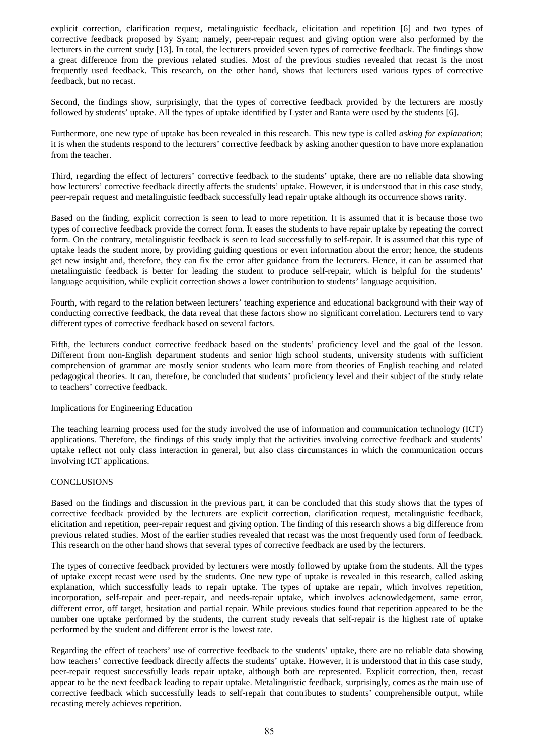explicit correction, clarification request, metalinguistic feedback, elicitation and repetition [6] and two types of corrective feedback proposed by Syam; namely, peer-repair request and giving option were also performed by the lecturers in the current study [13]. In total, the lecturers provided seven types of corrective feedback. The findings show a great difference from the previous related studies. Most of the previous studies revealed that recast is the most frequently used feedback. This research, on the other hand, shows that lecturers used various types of corrective feedback, but no recast.

Second, the findings show, surprisingly, that the types of corrective feedback provided by the lecturers are mostly followed by students' uptake. All the types of uptake identified by Lyster and Ranta were used by the students [6].

Furthermore, one new type of uptake has been revealed in this research. This new type is called *asking for explanation*; it is when the students respond to the lecturers' corrective feedback by asking another question to have more explanation from the teacher.

Third, regarding the effect of lecturers' corrective feedback to the students' uptake, there are no reliable data showing how lecturers' corrective feedback directly affects the students' uptake. However, it is understood that in this case study, peer-repair request and metalinguistic feedback successfully lead repair uptake although its occurrence shows rarity.

Based on the finding, explicit correction is seen to lead to more repetition. It is assumed that it is because those two types of corrective feedback provide the correct form. It eases the students to have repair uptake by repeating the correct form. On the contrary, metalinguistic feedback is seen to lead successfully to self-repair. It is assumed that this type of uptake leads the student more, by providing guiding questions or even information about the error; hence, the students get new insight and, therefore, they can fix the error after guidance from the lecturers. Hence, it can be assumed that metalinguistic feedback is better for leading the student to produce self-repair, which is helpful for the students' language acquisition, while explicit correction shows a lower contribution to students' language acquisition.

Fourth, with regard to the relation between lecturers' teaching experience and educational background with their way of conducting corrective feedback, the data reveal that these factors show no significant correlation. Lecturers tend to vary different types of corrective feedback based on several factors.

Fifth, the lecturers conduct corrective feedback based on the students' proficiency level and the goal of the lesson. Different from non-English department students and senior high school students, university students with sufficient comprehension of grammar are mostly senior students who learn more from theories of English teaching and related pedagogical theories. It can, therefore, be concluded that students' proficiency level and their subject of the study relate to teachers' corrective feedback.

Implications for Engineering Education

The teaching learning process used for the study involved the use of information and communication technology (ICT) applications. Therefore, the findings of this study imply that the activities involving corrective feedback and students' uptake reflect not only class interaction in general, but also class circumstances in which the communication occurs involving ICT applications.

## CONCLUSIONS

Based on the findings and discussion in the previous part, it can be concluded that this study shows that the types of corrective feedback provided by the lecturers are explicit correction, clarification request, metalinguistic feedback, elicitation and repetition, peer-repair request and giving option. The finding of this research shows a big difference from previous related studies. Most of the earlier studies revealed that recast was the most frequently used form of feedback. This research on the other hand shows that several types of corrective feedback are used by the lecturers.

The types of corrective feedback provided by lecturers were mostly followed by uptake from the students. All the types of uptake except recast were used by the students. One new type of uptake is revealed in this research, called asking explanation, which successfully leads to repair uptake. The types of uptake are repair, which involves repetition, incorporation, self-repair and peer-repair, and needs-repair uptake, which involves acknowledgement, same error, different error, off target, hesitation and partial repair. While previous studies found that repetition appeared to be the number one uptake performed by the students, the current study reveals that self-repair is the highest rate of uptake performed by the student and different error is the lowest rate.

Regarding the effect of teachers' use of corrective feedback to the students' uptake, there are no reliable data showing how teachers' corrective feedback directly affects the students' uptake. However, it is understood that in this case study, peer-repair request successfully leads repair uptake, although both are represented. Explicit correction, then, recast appear to be the next feedback leading to repair uptake. Metalinguistic feedback, surprisingly, comes as the main use of corrective feedback which successfully leads to self-repair that contributes to students' comprehensible output, while recasting merely achieves repetition.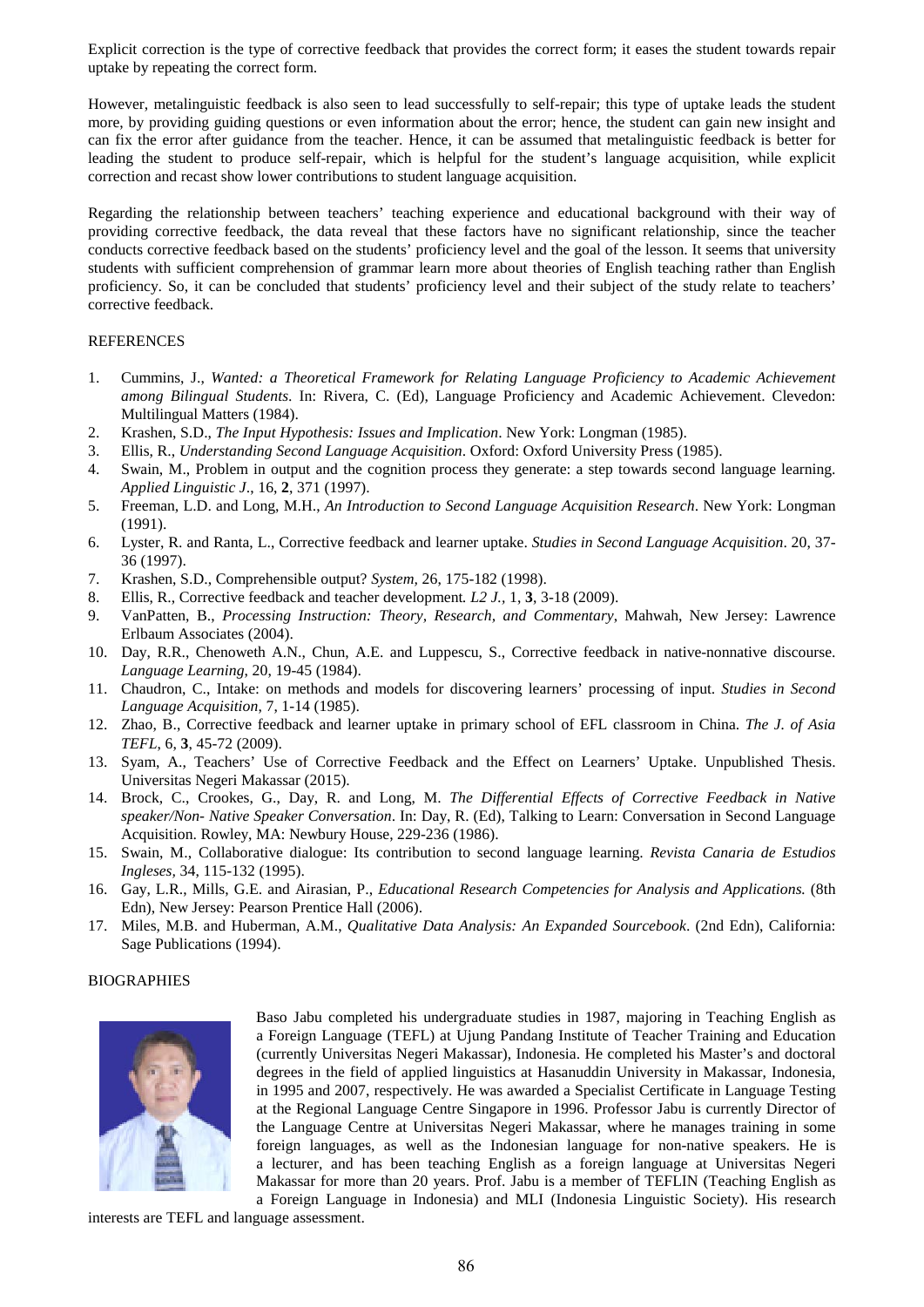Explicit correction is the type of corrective feedback that provides the correct form; it eases the student towards repair uptake by repeating the correct form.

However, metalinguistic feedback is also seen to lead successfully to self-repair; this type of uptake leads the student more, by providing guiding questions or even information about the error; hence, the student can gain new insight and can fix the error after guidance from the teacher. Hence, it can be assumed that metalinguistic feedback is better for leading the student to produce self-repair, which is helpful for the student's language acquisition, while explicit correction and recast show lower contributions to student language acquisition.

Regarding the relationship between teachers' teaching experience and educational background with their way of providing corrective feedback, the data reveal that these factors have no significant relationship, since the teacher conducts corrective feedback based on the students' proficiency level and the goal of the lesson. It seems that university students with sufficient comprehension of grammar learn more about theories of English teaching rather than English proficiency. So, it can be concluded that students' proficiency level and their subject of the study relate to teachers' corrective feedback.

## REFERENCES

1. Cummins, J., *Wanted: a Theoretical Framework for Relating Language Proficiency to Academic Achievement among Bilingual Students*. In: Rivera, C. (Ed), Language Proficiency and Academic Achievement. Clevedon: Multilingual Matters (1984).
2. Krashen, S.D., *The Input Hypothesis: Issues and Implication*. New York: Longman (1985).
3. Ellis, R., *Understanding Second Language Acquisition*. Oxford: Oxford University Press (1985).
4. Swain, M., Problem in output and the cognition process they generate: a step towards second language learning. *Applied Linguistic J*., 16, **2**, 371 (1997).
5. Freeman, L.D. and Long, M.H., *An Introduction to Second Language Acquisition Research*. New York: Longman (1991).
6. Lyster, R. and Ranta, L., Corrective feedback and learner uptake. *Studies in Second Language Acquisition*. 20, 37-36 (1997).
7. Krashen, S.D., Comprehensible output? *System*, 26, 175-182 (1998).
8. Ellis, R., Corrective feedback and teacher development. *L2 J.*, 1, **3**, 3-18 (2009).
9. VanPatten, B., *Processing Instruction: Theory, Research, and Commentary*, Mahwah, New Jersey: Lawrence Erlbaum Associates (2004).
10. Day, R.R., Chenoweth A.N., Chun, A.E. and Luppescu, S., Corrective feedback in native-nonnative discourse. *Language Learning*, 20, 19-45 (1984).
11. Chaudron, C., Intake: on methods and models for discovering learners' processing of input. *Studies in Second Language Acquisition*, 7, 1-14 (1985).
12. Zhao, B., Corrective feedback and learner uptake in primary school of EFL classroom in China. *The J. of Asia TEFL*, 6, **3**, 45-72 (2009).
13. Syam, A., Teachers' Use of Corrective Feedback and the Effect on Learners' Uptake. Unpublished Thesis. Universitas Negeri Makassar (2015).
14. Brock, C., Crookes, G., Day, R. and Long, M. *The Differential Effects of Corrective Feedback in Native speaker/Non- Native Speaker Conversation*. In: Day, R. (Ed), Talking to Learn: Conversation in Second Language Acquisition. Rowley, MA: Newbury House, 229-236 (1986).
15. Swain, M., Collaborative dialogue: Its contribution to second language learning. *Revista Canaria de Estudios Ingleses*, 34, 115-132 (1995).
16. Gay, L.R., Mills, G.E. and Airasian, P., *Educational Research Competencies for Analysis and Applications.* (8th Edn), New Jersey: Pearson Prentice Hall (2006).
17. Miles, M.B. and Huberman, A.M., *Qualitative Data Analysis: An Expanded Sourcebook*. (2nd Edn), California: Sage Publications (1994).

## BIOGRAPHIES

Baso Jabu completed his undergraduate studies in 1987, majoring in Teaching English as a Foreign Language (TEFL) at Ujung Pandang Institute of Teacher Training and Education (currently Universitas Negeri Makassar), Indonesia. He completed his Master's and doctoral degrees in the field of applied linguistics at Hasanuddin University in Makassar, Indonesia, in 1995 and 2007, respectively. He was awarded a Specialist Certificate in Language Testing at the Regional Language Centre Singapore in 1996. Professor Jabu is currently Director of the Language Centre at Universitas Negeri Makassar, where he manages training in some foreign languages, as well as the Indonesian language for non-native speakers. He is a lecturer, and has been teaching English as a foreign language at Universitas Negeri Makassar for more than 20 years. Prof. Jabu is a member of TEFLIN (Teaching English as a Foreign Language in Indonesia) and MLI (Indonesia Linguistic Society). His research interests are TEFL and language assessment.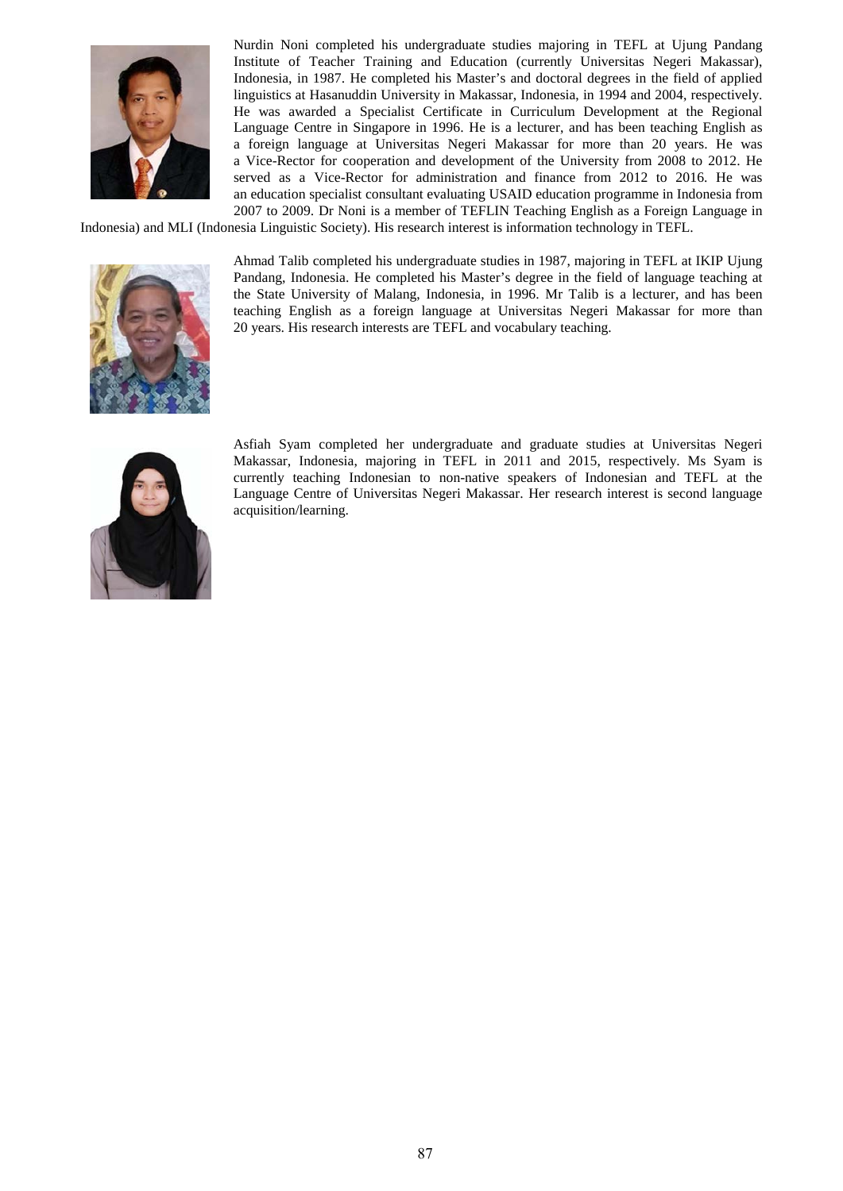Nurdin Noni completed his undergraduate studies majoring in TEFL at Ujung Pandang Institute of Teacher Training and Education (currently Universitas Negeri Makassar), Indonesia, in 1987. He completed his Master's and doctoral degrees in the field of applied linguistics at Hasanuddin University in Makassar, Indonesia, in 1994 and 2004, respectively. He was awarded a Specialist Certificate in Curriculum Development at the Regional Language Centre in Singapore in 1996. He is a lecturer, and has been teaching English as a foreign language at Universitas Negeri Makassar for more than 20 years. He was a Vice-Rector for cooperation and development of the University from 2008 to 2012. He served as a Vice-Rector for administration and finance from 2012 to 2016. He was an education specialist consultant evaluating USAID education programme in Indonesia from 2007 to 2009. Dr Noni is a member of TEFLIN Teaching English as a Foreign Language in Indonesia) and MLI (Indonesia Linguistic Society). His research interest is information technology in TEFL.

Ahmad Talib completed his undergraduate studies in 1987, majoring in TEFL at IKIP Ujung Pandang, Indonesia. He completed his Master's degree in the field of language teaching at the State University of Malang, Indonesia, in 1996. Mr Talib is a lecturer, and has been teaching English as a foreign language at Universitas Negeri Makassar for more than 20 years. His research interests are TEFL and vocabulary teaching.

Asfiah Syam completed her undergraduate and graduate studies at Universitas Negeri Makassar, Indonesia, majoring in TEFL in 2011 and 2015, respectively. Ms Syam is currently teaching Indonesian to non-native speakers of Indonesian and TEFL at the Language Centre of Universitas Negeri Makassar. Her research interest is second language acquisition/learning.